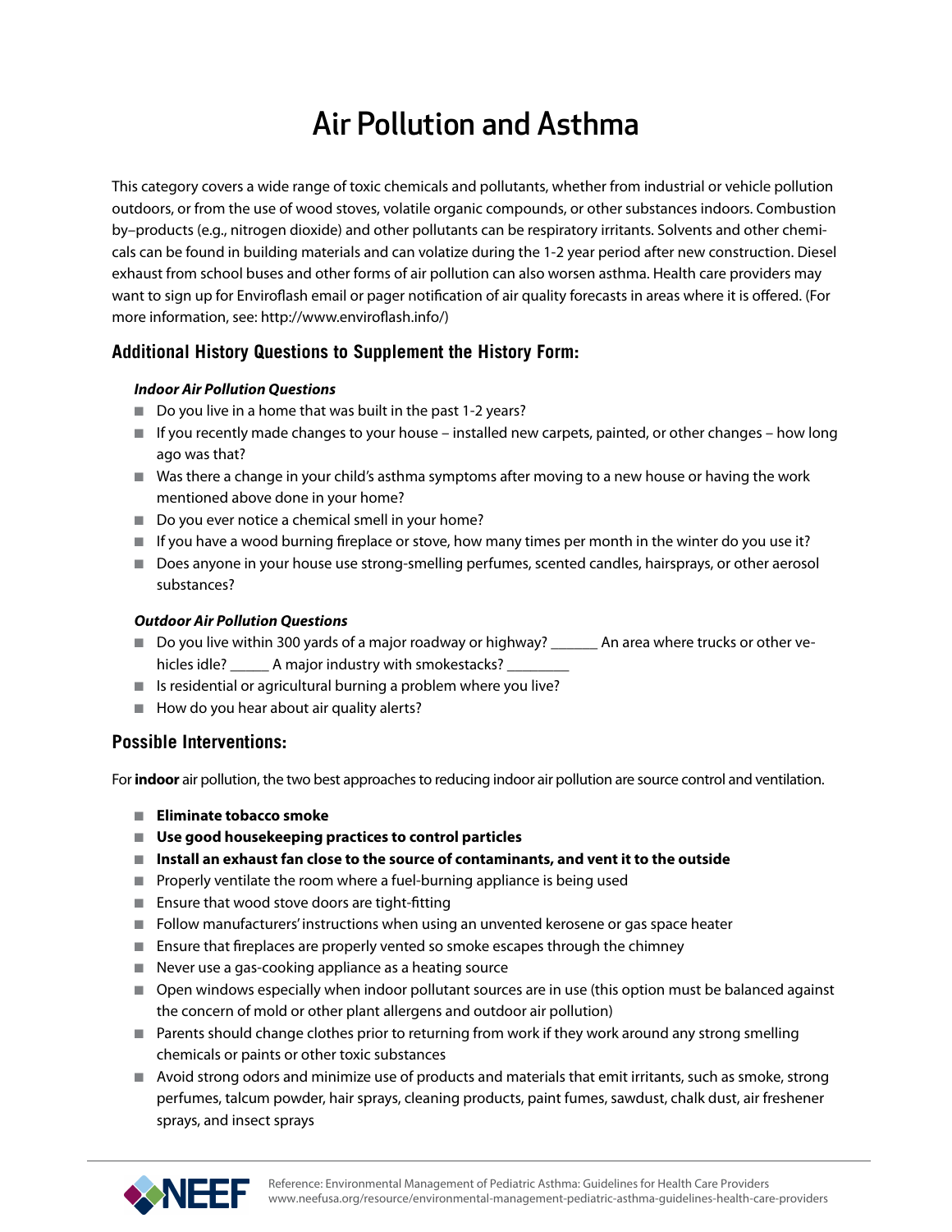# Air Pollution and Asthma

This category covers a wide range of toxic chemicals and pollutants, whether from industrial or vehicle pollution outdoors, or from the use of wood stoves, volatile organic compounds, or other substances indoors. Combustion by–products (e.g., nitrogen dioxide) and other pollutants can be respiratory irritants. Solvents and other chemicals can be found in building materials and can volatize during the 1-2 year period after new construction. Diesel exhaust from school buses and other forms of air pollution can also worsen asthma. Health care providers may want to sign up for Enviroflash email or pager notification of air quality forecasts in areas where it is offered. (For more information, see: http://www.enviroflash.info/)

## Additional History Questions to Supplement the History Form:

***Indoor Air Pollution Questions***

- Do you live in a home that was built in the past 1-2 years?
- If you recently made changes to your house – installed new carpets, painted, or other changes – how long ago was that?
- Was there a change in your child's asthma symptoms after moving to a new house or having the work mentioned above done in your home?
- Do you ever notice a chemical smell in your home?
- If you have a wood burning fireplace or stove, how many times per month in the winter do you use it?
- Does anyone in your house use strong-smelling perfumes, scented candles, hairsprays, or other aerosol substances?

***Outdoor Air Pollution Questions***

- Do you live within 300 yards of a major roadway or highway? ______ An area where trucks or other vehicles idle? _____ A major industry with smokestacks? ________
- Is residential or agricultural burning a problem where you live?
- How do you hear about air quality alerts?

## Possible Interventions:

For **indoor** air pollution, the two best approaches to reducing indoor air pollution are source control and ventilation.

- **Eliminate tobacco smoke**
- **Use good housekeeping practices to control particles**
- **Install an exhaust fan close to the source of contaminants, and vent it to the outside**
- Properly ventilate the room where a fuel-burning appliance is being used
- Ensure that wood stove doors are tight-fitting
- Follow manufacturers' instructions when using an unvented kerosene or gas space heater
- Ensure that fireplaces are properly vented so smoke escapes through the chimney
- Never use a gas-cooking appliance as a heating source
- Open windows especially when indoor pollutant sources are in use (this option must be balanced against the concern of mold or other plant allergens and outdoor air pollution)
- Parents should change clothes prior to returning from work if they work around any strong smelling chemicals or paints or other toxic substances
- Avoid strong odors and minimize use of products and materials that emit irritants, such as smoke, strong perfumes, talcum powder, hair sprays, cleaning products, paint fumes, sawdust, chalk dust, air freshener sprays, and insect sprays

Reference: Environmental Management of Pediatric Asthma: Guidelines for Health Care Providers
www.neefusa.org/resource/environmental-management-pediatric-asthma-guidelines-health-care-providers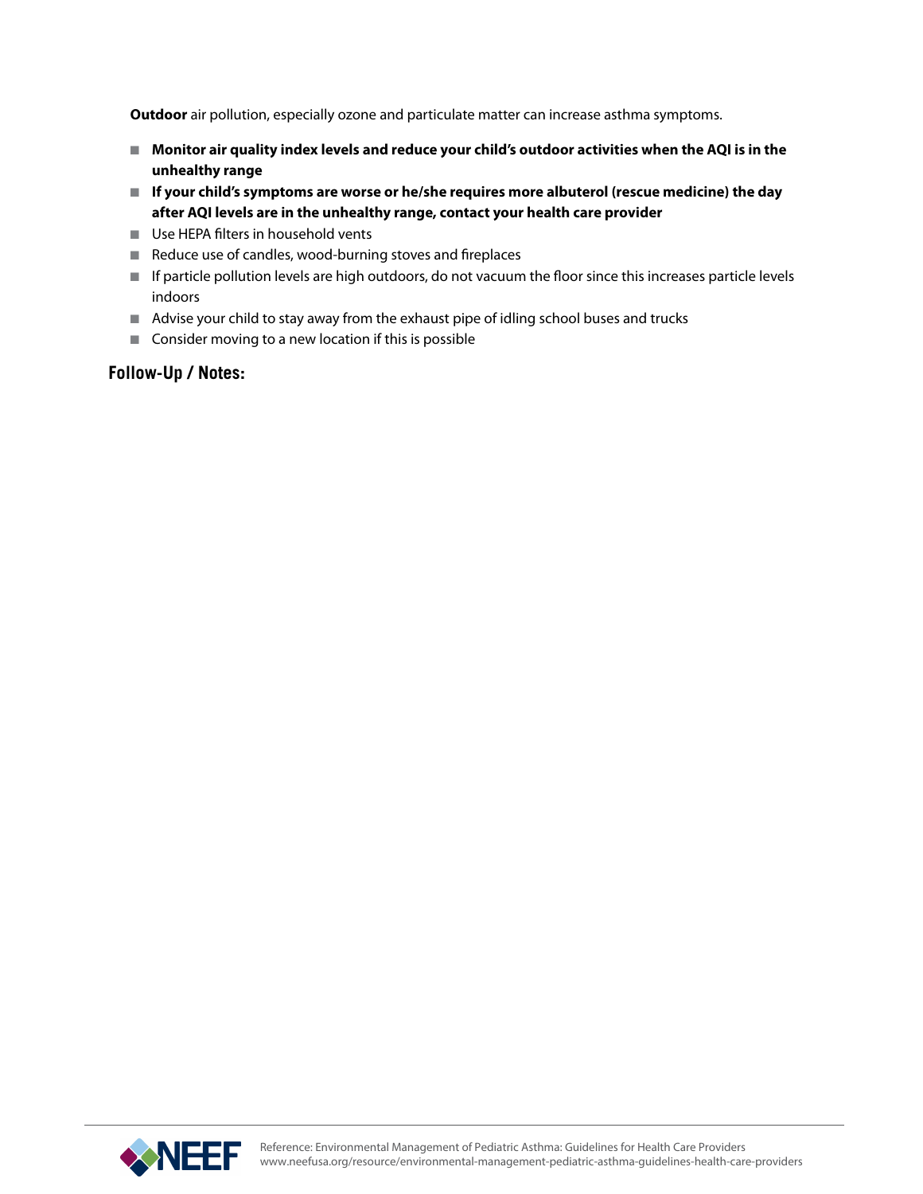**Outdoor** air pollution, especially ozone and particulate matter can increase asthma symptoms.

- **Monitor air quality index levels and reduce your child's outdoor activities when the AQI is in the unhealthy range**
- **If your child's symptoms are worse or he/she requires more albuterol (rescue medicine) the day after AQI levels are in the unhealthy range, contact your health care provider**
- Use HEPA filters in household vents
- Reduce use of candles, wood-burning stoves and fireplaces
- If particle pollution levels are high outdoors, do not vacuum the floor since this increases particle levels indoors
- Advise your child to stay away from the exhaust pipe of idling school buses and trucks
- Consider moving to a new location if this is possible

## Follow-Up / Notes: